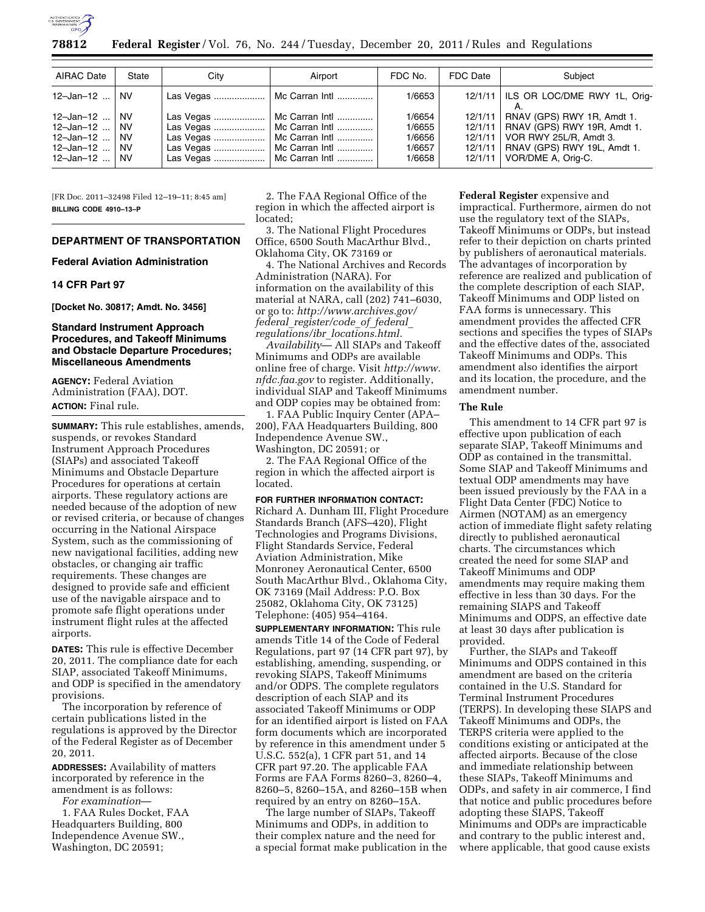| AIRAC Date | State | City | Airport | FDC No. | FDC Date | Subject |
|---|---|---|---|---|---|---|
| 12–Jan–12 ... | NV | Las Vegas .................... | Mc Carran Intl ............. | 1/6653 | 12/1/11 | ILS OR LOC/DME RWY 1L, Orig-A. |
| 12–Jan–12 ... | NV | Las Vegas .................... | Mc Carran Intl ............. | 1/6654 | 12/1/11 | RNAV (GPS) RWY 1R, Amdt 1. |
| 12–Jan–12 ... | NV | Las Vegas .................... | Mc Carran Intl ............. | 1/6655 | 12/1/11 | RNAV (GPS) RWY 19R, Amdt 1. |
| 12–Jan–12 ... | NV | Las Vegas .................... | Mc Carran Intl ............. | 1/6656 | 12/1/11 | VOR RWY 25L/R, Amdt 3. |
| 12–Jan–12 ... | NV | Las Vegas .................... | Mc Carran Intl ............. | 1/6657 | 12/1/11 | RNAV (GPS) RWY 19L, Amdt 1. |
| 12–Jan–12 ... | NV | Las Vegas .................... | Mc Carran Intl ............. | 1/6658 | 12/1/11 | VOR/DME A, Orig-C. |

[FR Doc. 2011–32498 Filed 12–19–11; 8:45 am]

**BILLING CODE 4910–13–P**

## DEPARTMENT OF TRANSPORTATION

### Federal Aviation Administration

### 14 CFR Part 97

**[Docket No. 30817; Amdt. No. 3456]**

### Standard Instrument Approach Procedures, and Takeoff Minimums and Obstacle Departure Procedures; Miscellaneous Amendments

**AGENCY:** Federal Aviation Administration (FAA), DOT.

**ACTION:** Final rule.

**SUMMARY:** This rule establishes, amends, suspends, or revokes Standard Instrument Approach Procedures (SIAPs) and associated Takeoff Minimums and Obstacle Departure Procedures for operations at certain airports. These regulatory actions are needed because of the adoption of new or revised criteria, or because of changes occurring in the National Airspace System, such as the commissioning of new navigational facilities, adding new obstacles, or changing air traffic requirements. These changes are designed to provide safe and efficient use of the navigable airspace and to promote safe flight operations under instrument flight rules at the affected airports.

**DATES:** This rule is effective December 20, 2011. The compliance date for each SIAP, associated Takeoff Minimums, and ODP is specified in the amendatory provisions.

The incorporation by reference of certain publications listed in the regulations is approved by the Director of the Federal Register as of December 20, 2011.

**ADDRESSES:** Availability of matters incorporated by reference in the amendment is as follows:

*For examination*—

1. FAA Rules Docket, FAA Headquarters Building, 800 Independence Avenue SW., Washington, DC 20591;

2. The FAA Regional Office of the region in which the affected airport is located;

3. The National Flight Procedures Office, 6500 South MacArthur Blvd., Oklahoma City, OK 73169 or

4. The National Archives and Records Administration (NARA). For information on the availability of this material at NARA, call (202) 741–6030, or go to: *http://www.archives.gov/federal_register/code_of_federal_regulations/ibr_locations.html.*

*Availability*— All SIAPs and Takeoff Minimums and ODPs are available online free of charge. Visit *http://www.nfdc.faa.gov* to register. Additionally, individual SIAP and Takeoff Minimums and ODP copies may be obtained from:

1. FAA Public Inquiry Center (APA–200), FAA Headquarters Building, 800 Independence Avenue SW., Washington, DC 20591; or

2. The FAA Regional Office of the region in which the affected airport is located.

**FOR FURTHER INFORMATION CONTACT:** Richard A. Dunham III, Flight Procedure Standards Branch (AFS–420), Flight Technologies and Programs Divisions, Flight Standards Service, Federal Aviation Administration, Mike Monroney Aeronautical Center, 6500 South MacArthur Blvd., Oklahoma City, OK 73169 (Mail Address: P.O. Box 25082, Oklahoma City, OK 73125) Telephone: (405) 954–4164.

**SUPPLEMENTARY INFORMATION:** This rule amends Title 14 of the Code of Federal Regulations, part 97 (14 CFR part 97), by establishing, amending, suspending, or revoking SIAPS, Takeoff Minimums and/or ODPS. The complete regulators description of each SIAP and its associated Takeoff Minimums or ODP for an identified airport is listed on FAA form documents which are incorporated by reference in this amendment under 5 U.S.C. 552(a), 1 CFR part 51, and 14 CFR part 97.20. The applicable FAA Forms are FAA Forms 8260–3, 8260–4, 8260–5, 8260–15A, and 8260–15B when required by an entry on 8260–15A.

The large number of SIAPs, Takeoff Minimums and ODPs, in addition to their complex nature and the need for a special format make publication in the **Federal Register** expensive and impractical. Furthermore, airmen do not use the regulatory text of the SIAPs, Takeoff Minimums or ODPs, but instead refer to their depiction on charts printed by publishers of aeronautical materials. The advantages of incorporation by reference are realized and publication of the complete description of each SIAP, Takeoff Minimums and ODP listed on FAA forms is unnecessary. This amendment provides the affected CFR sections and specifies the types of SIAPs and the effective dates of the, associated Takeoff Minimums and ODPs. This amendment also identifies the airport and its location, the procedure, and the amendment number.

### The Rule

This amendment to 14 CFR part 97 is effective upon publication of each separate SIAP, Takeoff Minimums and ODP as contained in the transmittal. Some SIAP and Takeoff Minimums and textual ODP amendments may have been issued previously by the FAA in a Flight Data Center (FDC) Notice to Airmen (NOTAM) as an emergency action of immediate flight safety relating directly to published aeronautical charts. The circumstances which created the need for some SIAP and Takeoff Minimums and ODP amendments may require making them effective in less than 30 days. For the remaining SIAPS and Takeoff Minimums and ODPS, an effective date at least 30 days after publication is provided.

Further, the SIAPs and Takeoff Minimums and ODPS contained in this amendment are based on the criteria contained in the U.S. Standard for Terminal Instrument Procedures (TERPS). In developing these SIAPS and Takeoff Minimums and ODPs, the TERPS criteria were applied to the conditions existing or anticipated at the affected airports. Because of the close and immediate relationship between these SIAPs, Takeoff Minimums and ODPs, and safety in air commerce, I find that notice and public procedures before adopting these SIAPS, Takeoff Minimums and ODPs are impracticable and contrary to the public interest and, where applicable, that good cause exists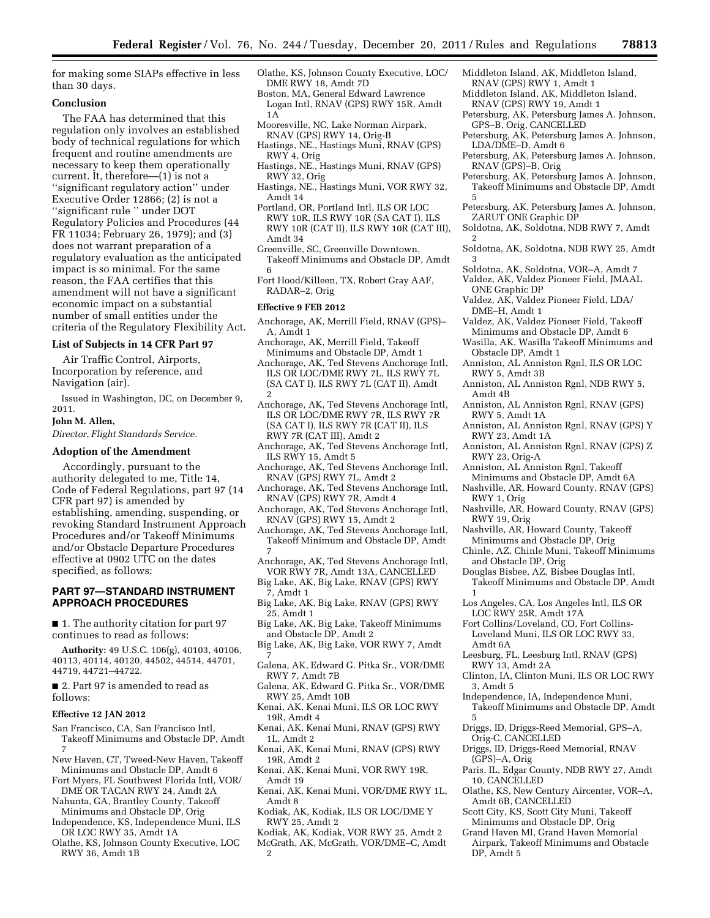for making some SIAPs effective in less than 30 days.

### Conclusion

The FAA has determined that this regulation only involves an established body of technical regulations for which frequent and routine amendments are necessary to keep them operationally current. It, therefore—(1) is not a ''significant regulatory action'' under Executive Order 12866; (2) is not a ''significant rule '' under DOT Regulatory Policies and Procedures (44 FR 11034; February 26, 1979); and (3) does not warrant preparation of a regulatory evaluation as the anticipated impact is so minimal. For the same reason, the FAA certifies that this amendment will not have a significant economic impact on a substantial number of small entities under the criteria of the Regulatory Flexibility Act.

### List of Subjects in 14 CFR Part 97

Air Traffic Control, Airports, Incorporation by reference, and Navigation (air).

Issued in Washington, DC, on December 9, 2011.

**John M. Allen,**

*Director, Flight Standards Service.*

### Adoption of the Amendment

Accordingly, pursuant to the authority delegated to me, Title 14, Code of Federal Regulations, part 97 (14 CFR part 97) is amended by establishing, amending, suspending, or revoking Standard Instrument Approach Procedures and/or Takeoff Minimums and/or Obstacle Departure Procedures effective at 0902 UTC on the dates specified, as follows:

## PART 97—STANDARD INSTRUMENT APPROACH PROCEDURES

■ 1. The authority citation for part 97 continues to read as follows:

**Authority:** 49 U.S.C. 106(g), 40103, 40106, 40113, 40114, 40120, 44502, 44514, 44701, 44719, 44721–44722.

■ 2. Part 97 is amended to read as follows:

**Effective 12 JAN 2012**

San Francisco, CA, San Francisco Intl, Takeoff Minimums and Obstacle DP, Amdt 7
New Haven, CT, Tweed-New Haven, Takeoff Minimums and Obstacle DP, Amdt 6
Fort Myers, FL Southwest Florida Intl, VOR/DME OR TACAN RWY 24, Amdt 2A
Nahunta, GA, Brantley County, Takeoff Minimums and Obstacle DP, Orig
Independence, KS, Independence Muni, ILS OR LOC RWY 35, Amdt 1A
Olathe, KS, Johnson County Executive, LOC RWY 36, Amdt 1B
Olathe, KS, Johnson County Executive, LOC/DME RWY 18, Amdt 7D
Boston, MA, General Edward Lawrence Logan Intl, RNAV (GPS) RWY 15R, Amdt 1A
Mooresville, NC, Lake Norman Airpark, RNAV (GPS) RWY 14, Orig-B
Hastings, NE., Hastings Muni, RNAV (GPS) RWY 4, Orig
Hastings, NE., Hastings Muni, RNAV (GPS) RWY 32, Orig
Hastings, NE., Hastings Muni, VOR RWY 32, Amdt 14
Portland, OR, Portland Intl, ILS OR LOC RWY 10R, ILS RWY 10R (SA CAT I), ILS RWY 10R (CAT II), ILS RWY 10R (CAT III), Amdt 34
Greenville, SC, Greenville Downtown, Takeoff Minimums and Obstacle DP, Amdt 6
Fort Hood/Killeen, TX, Robert Gray AAF, RADAR–2, Orig

**Effective 9 FEB 2012**

Anchorage, AK, Merrill Field, RNAV (GPS)–A, Amdt 1
Anchorage, AK, Merrill Field, Takeoff Minimums and Obstacle DP, Amdt 1
Anchorage, AK, Ted Stevens Anchorage Intl, ILS OR LOC/DME RWY 7L, ILS RWY 7L (SA CAT I), ILS RWY 7L (CAT II), Amdt 2
Anchorage, AK, Ted Stevens Anchorage Intl, ILS OR LOC/DME RWY 7R, ILS RWY 7R (SA CAT I), ILS RWY 7R (CAT II), ILS RWY 7R (CAT III), Amdt 2
Anchorage, AK, Ted Stevens Anchorage Intl, ILS RWY 15, Amdt 5
Anchorage, AK, Ted Stevens Anchorage Intl, RNAV (GPS) RWY 7L, Amdt 2
Anchorage, AK, Ted Stevens Anchorage Intl, RNAV (GPS) RWY 7R, Amdt 4
Anchorage, AK, Ted Stevens Anchorage Intl, RNAV (GPS) RWY 15, Amdt 2
Anchorage, AK, Ted Stevens Anchorage Intl, Takeoff Minimum and Obstacle DP, Amdt 7
Anchorage, AK, Ted Stevens Anchorage Intl, VOR RWY 7R, Amdt 13A, CANCELLED
Big Lake, AK, Big Lake, RNAV (GPS) RWY 7, Amdt 1
Big Lake, AK, Big Lake, RNAV (GPS) RWY 25, Amdt 1
Big Lake, AK, Big Lake, Takeoff Minimums and Obstacle DP, Amdt 2
Big Lake, AK, Big Lake, VOR RWY 7, Amdt 7
Galena, AK, Edward G. Pitka Sr., VOR/DME RWY 7, Amdt 7B
Galena, AK, Edward G. Pitka Sr., VOR/DME RWY 25, Amdt 10B
Kenai, AK, Kenai Muni, ILS OR LOC RWY 19R, Amdt 4
Kenai, AK, Kenai Muni, RNAV (GPS) RWY 1L, Amdt 2
Kenai, AK, Kenai Muni, RNAV (GPS) RWY 19R, Amdt 2
Kenai, AK, Kenai Muni, VOR RWY 19R, Amdt 19
Kenai, AK, Kenai Muni, VOR/DME RWY 1L, Amdt 8
Kodiak, AK, Kodiak, ILS OR LOC/DME Y RWY 25, Amdt 2
Kodiak, AK, Kodiak, VOR RWY 25, Amdt 2
McGrath, AK, McGrath, VOR/DME–C, Amdt 2
Middleton Island, AK, Middleton Island, RNAV (GPS) RWY 1, Amdt 1
Middleton Island, AK, Middleton Island, RNAV (GPS) RWY 19, Amdt 1
Petersburg, AK, Petersburg James A. Johnson, GPS–B, Orig, CANCELLED
Petersburg, AK, Petersburg James A. Johnson, LDA/DME–D, Amdt 6
Petersburg, AK, Petersburg James A. Johnson, RNAV (GPS)–B, Orig
Petersburg, AK, Petersburg James A. Johnson, Takeoff Minimums and Obstacle DP, Amdt 5
Petersburg, AK, Petersburg James A. Johnson, ZARUT ONE Graphic DP
Soldotna, AK, Soldotna, NDB RWY 7, Amdt 2
Soldotna, AK, Soldotna, NDB RWY 25, Amdt 3
Soldotna, AK, Soldotna, VOR–A, Amdt 7
Valdez, AK, Valdez Pioneer Field, JMAAL ONE Graphic DP
Valdez, AK, Valdez Pioneer Field, LDA/DME–H, Amdt 1
Valdez, AK, Valdez Pioneer Field, Takeoff Minimums and Obstacle DP, Amdt 6
Wasilla, AK, Wasilla Takeoff Minimums and Obstacle DP, Amdt 1
Anniston, AL Anniston Rgnl, ILS OR LOC RWY 5, Amdt 3B
Anniston, AL Anniston Rgnl, NDB RWY 5, Amdt 4B
Anniston, AL Anniston Rgnl, RNAV (GPS) RWY 5, Amdt 1A
Anniston, AL Anniston Rgnl, RNAV (GPS) Y RWY 23, Amdt 1A
Anniston, AL Anniston Rgnl, RNAV (GPS) Z RWY 23, Orig-A
Anniston, AL Anniston Rgnl, Takeoff Minimums and Obstacle DP, Amdt 6A
Nashville, AR, Howard County, RNAV (GPS) RWY 1, Orig
Nashville, AR, Howard County, RNAV (GPS) RWY 19, Orig
Nashville, AR, Howard County, Takeoff Minimums and Obstacle DP, Orig
Chinle, AZ, Chinle Muni, Takeoff Minimums and Obstacle DP, Orig
Douglas Bisbee, AZ, Bisbee Douglas Intl, Takeoff Minimums and Obstacle DP, Amdt 1
Los Angeles, CA, Los Angeles Intl, ILS OR LOC RWY 25R, Amdt 17A
Fort Collins/Loveland, CO, Fort Collins-Loveland Muni, ILS OR LOC RWY 33, Amdt 6A
Leesburg, FL, Leesburg Intl, RNAV (GPS) RWY 13, Amdt 2A
Clinton, IA, Clinton Muni, ILS OR LOC RWY 3, Amdt 5
Independence, IA, Independence Muni, Takeoff Minimums and Obstacle DP, Amdt 5
Driggs, ID, Driggs-Reed Memorial, GPS–A, Orig-C, CANCELLED
Driggs, ID, Driggs-Reed Memorial, RNAV (GPS)–A, Orig
Paris, IL, Edgar County, NDB RWY 27, Amdt 10, CANCELLED
Olathe, KS, New Century Aircenter, VOR–A, Amdt 6B, CANCELLED
Scott City, KS, Scott City Muni, Takeoff Minimums and Obstacle DP, Orig
Grand Haven MI, Grand Haven Memorial Airpark, Takeoff Minimums and Obstacle DP, Amdt 5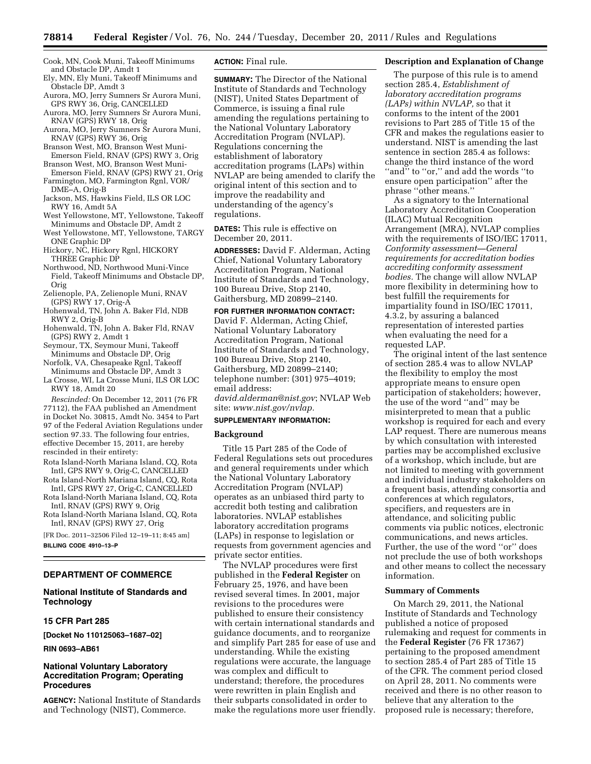Cook, MN, Cook Muni, Takeoff Minimums and Obstacle DP, Amdt 1
Ely, MN, Ely Muni, Takeoff Minimums and Obstacle DP, Amdt 3
Aurora, MO, Jerry Sumners Sr Aurora Muni, GPS RWY 36, Orig, CANCELLED
Aurora, MO, Jerry Sumners Sr Aurora Muni, RNAV (GPS) RWY 18, Orig
Aurora, MO, Jerry Sumners Sr Aurora Muni, RNAV (GPS) RWY 36, Orig
Branson West, MO, Branson West Muni-Emerson Field, RNAV (GPS) RWY 3, Orig
Branson West, MO, Branson West Muni-Emerson Field, RNAV (GPS) RWY 21, Orig
Farmington, MO, Farmington Rgnl, VOR/DME–A, Orig-B
Jackson, MS, Hawkins Field, ILS OR LOC RWY 16, Amdt 5A
West Yellowstone, MT, Yellowstone, Takeoff Minimums and Obstacle DP, Amdt 2
West Yellowstone, MT, Yellowstone, TARGY ONE Graphic DP
Hickory, NC, Hickory Rgnl, HICKORY THREE Graphic DP
Northwood, ND, Northwood Muni-Vince Field, Takeoff Minimums and Obstacle DP, Orig
Zelienople, PA, Zelienople Muni, RNAV (GPS) RWY 17, Orig-A
Hohenwald, TN, John A. Baker Fld, NDB RWY 2, Orig-B
Hohenwald, TN, John A. Baker Fld, RNAV (GPS) RWY 2, Amdt 1
Seymour, TX, Seymour Muni, Takeoff Minimums and Obstacle DP, Orig
Norfolk, VA, Chesapeake Rgnl, Takeoff Minimums and Obstacle DP, Amdt 3
La Crosse, WI, La Crosse Muni, ILS OR LOC RWY 18, Amdt 20

*Rescinded:* On December 12, 2011 (76 FR 77112), the FAA published an Amendment in Docket No. 30815, Amdt No. 3454 to Part 97 of the Federal Aviation Regulations under section 97.33. The following four entries, effective December 15, 2011, are hereby rescinded in their entirety:

Rota Island-North Mariana Island, CQ, Rota Intl, GPS RWY 9, Orig-C, CANCELLED
Rota Island-North Mariana Island, CQ, Rota Intl, GPS RWY 27, Orig-C, CANCELLED
Rota Island-North Mariana Island, CQ, Rota Intl, RNAV (GPS) RWY 9, Orig
Rota Island-North Mariana Island, CQ, Rota Intl, RNAV (GPS) RWY 27, Orig

[FR Doc. 2011–32506 Filed 12–19–11; 8:45 am]

**BILLING CODE 4910–13–P**

## DEPARTMENT OF COMMERCE

### National Institute of Standards and Technology

### 15 CFR Part 285

**[Docket No 110125063–1687–02]**

**RIN 0693–AB61**

### National Voluntary Laboratory Accreditation Program; Operating Procedures

**AGENCY:** National Institute of Standards and Technology (NIST), Commerce.

**ACTION:** Final rule.

**SUMMARY:** The Director of the National Institute of Standards and Technology (NIST), United States Department of Commerce, is issuing a final rule amending the regulations pertaining to the National Voluntary Laboratory Accreditation Program (NVLAP). Regulations concerning the establishment of laboratory accreditation programs (LAPs) within NVLAP are being amended to clarify the original intent of this section and to improve the readability and understanding of the agency's regulations.

**DATES:** This rule is effective on December 20, 2011.

**ADDRESSES:** David F. Alderman, Acting Chief, National Voluntary Laboratory Accreditation Program, National Institute of Standards and Technology, 100 Bureau Drive, Stop 2140, Gaithersburg, MD 20899–2140.

**FOR FURTHER INFORMATION CONTACT:** David F. Alderman, Acting Chief, National Voluntary Laboratory Accreditation Program, National Institute of Standards and Technology, 100 Bureau Drive, Stop 2140, Gaithersburg, MD 20899–2140; telephone number: (301) 975–4019; email address: *david.alderman@nist.gov*; NVLAP Web site: *www.nist.gov/nvlap.*

**SUPPLEMENTARY INFORMATION:**

**Background**

Title 15 Part 285 of the Code of Federal Regulations sets out procedures and general requirements under which the National Voluntary Laboratory Accreditation Program (NVLAP) operates as an unbiased third party to accredit both testing and calibration laboratories. NVLAP establishes laboratory accreditation programs (LAPs) in response to legislation or requests from government agencies and private sector entities.

The NVLAP procedures were first published in the **Federal Register** on February 25, 1976, and have been revised several times. In 2001, major revisions to the procedures were published to ensure their consistency with certain international standards and guidance documents, and to reorganize and simplify Part 285 for ease of use and understanding. While the existing regulations were accurate, the language was complex and difficult to understand; therefore, the procedures were rewritten in plain English and their subparts consolidated in order to make the regulations more user friendly.

**Description and Explanation of Change**

The purpose of this rule is to amend section 285.4, *Establishment of laboratory accreditation programs (LAPs) within NVLAP,* so that it conforms to the intent of the 2001 revisions to Part 285 of Title 15 of the CFR and makes the regulations easier to understand. NIST is amending the last sentence in section 285.4 as follows: change the third instance of the word ''and'' to ''or,'' and add the words ''to ensure open participation'' after the phrase ''other means.''

As a signatory to the International Laboratory Accreditation Cooperation (ILAC) Mutual Recognition Arrangement (MRA), NVLAP complies with the requirements of ISO/IEC 17011, *Conformity assessment—General requirements for accreditation bodies accrediting conformity assessment bodies.* The change will allow NVLAP more flexibility in determining how to best fulfill the requirements for impartiality found in ISO/IEC 17011, 4.3.2, by assuring a balanced representation of interested parties when evaluating the need for a requested LAP.

The original intent of the last sentence of section 285.4 was to allow NVLAP the flexibility to employ the most appropriate means to ensure open participation of stakeholders; however, the use of the word ''and'' may be misinterpreted to mean that a public workshop is required for each and every LAP request. There are numerous means by which consultation with interested parties may be accomplished exclusive of a workshop, which include, but are not limited to meeting with government and individual industry stakeholders on a frequent basis, attending consortia and conferences at which regulators, specifiers, and requesters are in attendance, and soliciting public comments via public notices, electronic communications, and news articles. Further, the use of the word ''or'' does not preclude the use of both workshops and other means to collect the necessary information.

**Summary of Comments**

On March 29, 2011, the National Institute of Standards and Technology published a notice of proposed rulemaking and request for comments in the **Federal Register** (76 FR 17367) pertaining to the proposed amendment to section 285.4 of Part 285 of Title 15 of the CFR. The comment period closed on April 28, 2011. No comments were received and there is no other reason to believe that any alteration to the proposed rule is necessary; therefore,